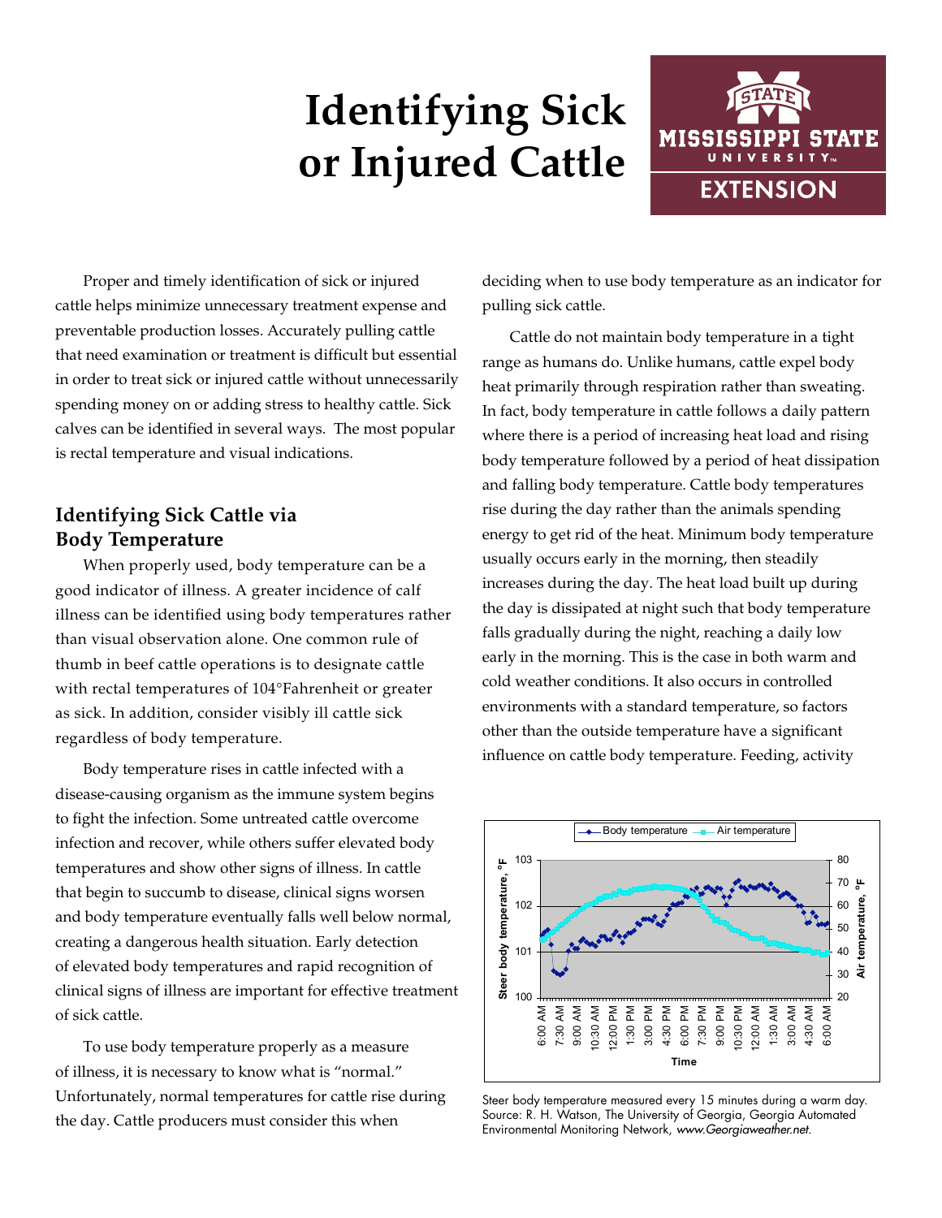# Identifying Sick or Injured Cattle

Proper and timely identification of sick or injured cattle helps minimize unnecessary treatment expense and preventable production losses. Accurately pulling cattle that need examination or treatment is difficult but essential in order to treat sick or injured cattle without unnecessarily spending money on or adding stress to healthy cattle. Sick calves can be identified in several ways. The most popular is rectal temperature and visual indications.

## Identifying Sick Cattle via Body Temperature

When properly used, body temperature can be a good indicator of illness. A greater incidence of calf illness can be identified using body temperatures rather than visual observation alone. One common rule of thumb in beef cattle operations is to designate cattle with rectal temperatures of 104°Fahrenheit or greater as sick. In addition, consider visibly ill cattle sick regardless of body temperature.

Body temperature rises in cattle infected with a disease-causing organism as the immune system begins to fight the infection. Some untreated cattle overcome infection and recover, while others suffer elevated body temperatures and show other signs of illness. In cattle that begin to succumb to disease, clinical signs worsen and body temperature eventually falls well below normal, creating a dangerous health situation. Early detection of elevated body temperatures and rapid recognition of clinical signs of illness are important for effective treatment of sick cattle.

To use body temperature properly as a measure of illness, it is necessary to know what is "normal." Unfortunately, normal temperatures for cattle rise during the day. Cattle producers must consider this when deciding when to use body temperature as an indicator for pulling sick cattle.

Cattle do not maintain body temperature in a tight range as humans do. Unlike humans, cattle expel body heat primarily through respiration rather than sweating. In fact, body temperature in cattle follows a daily pattern where there is a period of increasing heat load and rising body temperature followed by a period of heat dissipation and falling body temperature. Cattle body temperatures rise during the day rather than the animals spending energy to get rid of the heat. Minimum body temperature usually occurs early in the morning, then steadily increases during the day. The heat load built up during the day is dissipated at night such that body temperature falls gradually during the night, reaching a daily low early in the morning. This is the case in both warm and cold weather conditions. It also occurs in controlled environments with a standard temperature, so factors other than the outside temperature have a significant influence on cattle body temperature. Feeding, activity

Steer body temperature measured every 15 minutes during a warm day. Source: R. H. Watson, The University of Georgia, Georgia Automated Environmental Monitoring Network, *www.Georgiaweather.net*.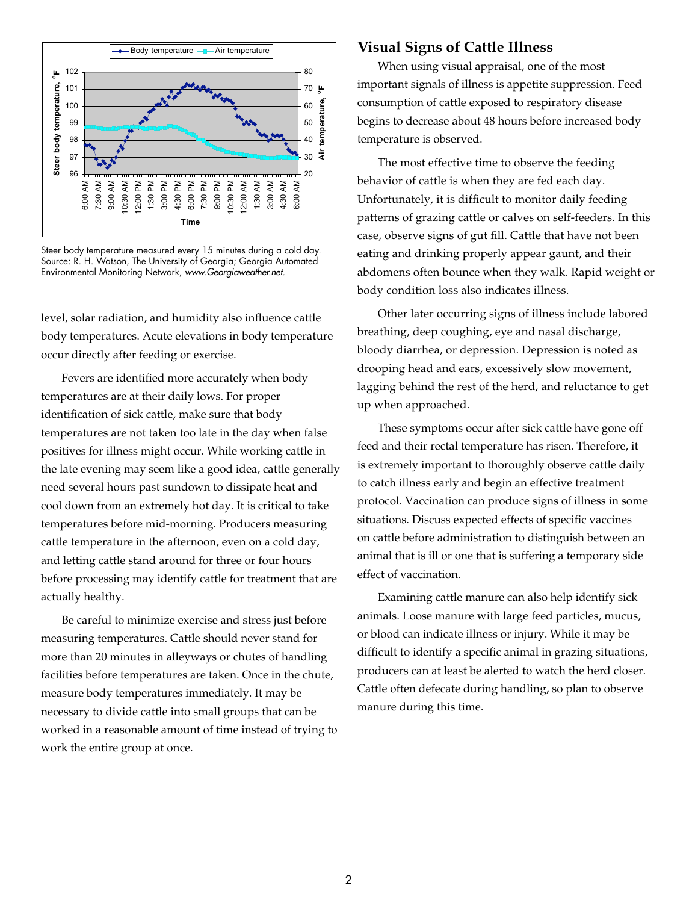Steer body temperature measured every 15 minutes during a cold day. Source: R. H. Watson, The University of Georgia; Georgia Automated Environmental Monitoring Network, *www.Georgiaweather.net*.

level, solar radiation, and humidity also influence cattle body temperatures. Acute elevations in body temperature occur directly after feeding or exercise.

Fevers are identified more accurately when body temperatures are at their daily lows. For proper identification of sick cattle, make sure that body temperatures are not taken too late in the day when false positives for illness might occur. While working cattle in the late evening may seem like a good idea, cattle generally need several hours past sundown to dissipate heat and cool down from an extremely hot day. It is critical to take temperatures before mid-morning. Producers measuring cattle temperature in the afternoon, even on a cold day, and letting cattle stand around for three or four hours before processing may identify cattle for treatment that are actually healthy.

Be careful to minimize exercise and stress just before measuring temperatures. Cattle should never stand for more than 20 minutes in alleyways or chutes of handling facilities before temperatures are taken. Once in the chute, measure body temperatures immediately. It may be necessary to divide cattle into small groups that can be worked in a reasonable amount of time instead of trying to work the entire group at once.

## Visual Signs of Cattle Illness

When using visual appraisal, one of the most important signals of illness is appetite suppression. Feed consumption of cattle exposed to respiratory disease begins to decrease about 48 hours before increased body temperature is observed.

The most effective time to observe the feeding behavior of cattle is when they are fed each day. Unfortunately, it is difficult to monitor daily feeding patterns of grazing cattle or calves on self-feeders. In this case, observe signs of gut fill. Cattle that have not been eating and drinking properly appear gaunt, and their abdomens often bounce when they walk. Rapid weight or body condition loss also indicates illness.

Other later occurring signs of illness include labored breathing, deep coughing, eye and nasal discharge, bloody diarrhea, or depression. Depression is noted as drooping head and ears, excessively slow movement, lagging behind the rest of the herd, and reluctance to get up when approached.

These symptoms occur after sick cattle have gone off feed and their rectal temperature has risen. Therefore, it is extremely important to thoroughly observe cattle daily to catch illness early and begin an effective treatment protocol. Vaccination can produce signs of illness in some situations. Discuss expected effects of specific vaccines on cattle before administration to distinguish between an animal that is ill or one that is suffering a temporary side effect of vaccination.

Examining cattle manure can also help identify sick animals. Loose manure with large feed particles, mucus, or blood can indicate illness or injury. While it may be difficult to identify a specific animal in grazing situations, producers can at least be alerted to watch the herd closer. Cattle often defecate during handling, so plan to observe manure during this time.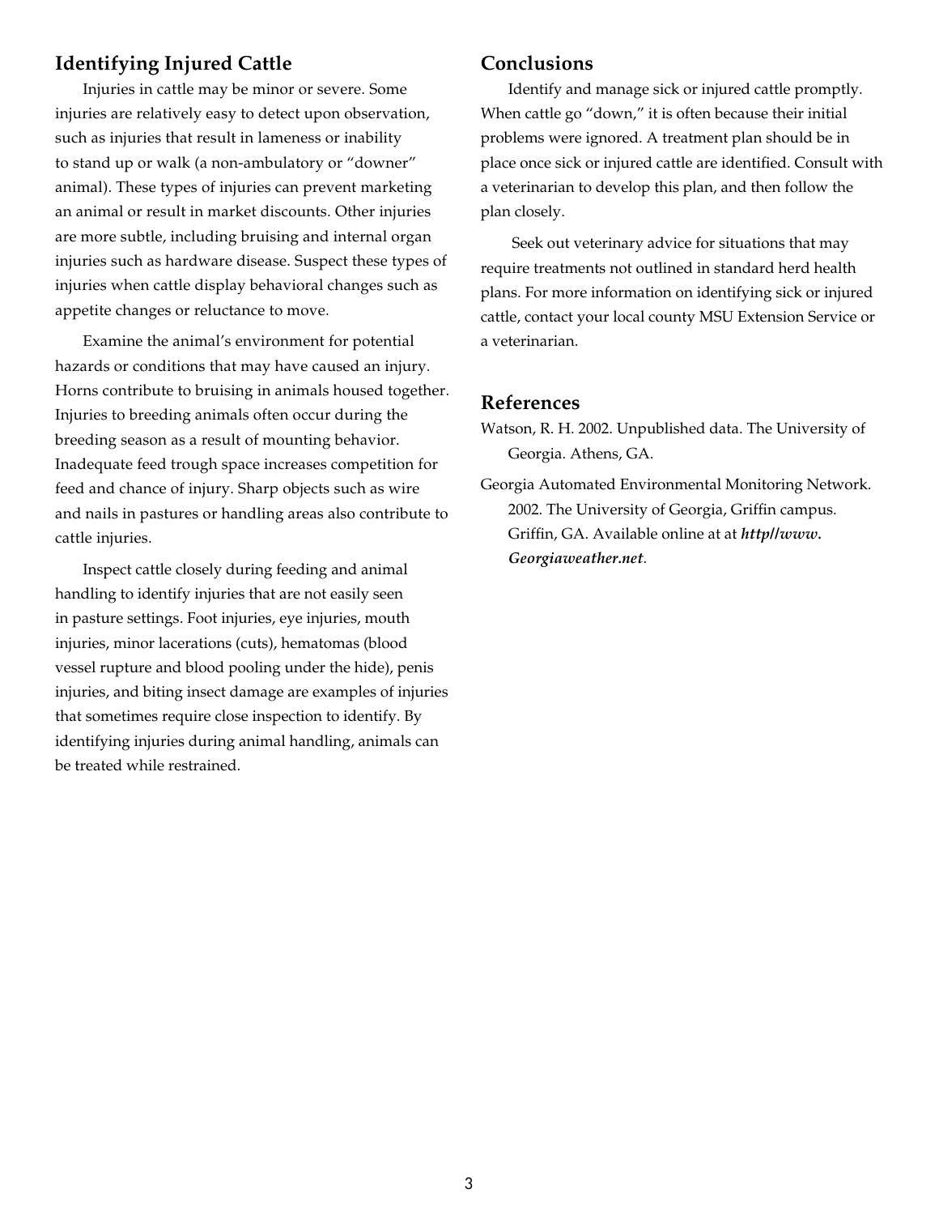## Identifying Injured Cattle

Injuries in cattle may be minor or severe. Some injuries are relatively easy to detect upon observation, such as injuries that result in lameness or inability to stand up or walk (a non-ambulatory or "downer" animal). These types of injuries can prevent marketing an animal or result in market discounts. Other injuries are more subtle, including bruising and internal organ injuries such as hardware disease. Suspect these types of injuries when cattle display behavioral changes such as appetite changes or reluctance to move.

Examine the animal's environment for potential hazards or conditions that may have caused an injury. Horns contribute to bruising in animals housed together. Injuries to breeding animals often occur during the breeding season as a result of mounting behavior. Inadequate feed trough space increases competition for feed and chance of injury. Sharp objects such as wire and nails in pastures or handling areas also contribute to cattle injuries.

Inspect cattle closely during feeding and animal handling to identify injuries that are not easily seen in pasture settings. Foot injuries, eye injuries, mouth injuries, minor lacerations (cuts), hematomas (blood vessel rupture and blood pooling under the hide), penis injuries, and biting insect damage are examples of injuries that sometimes require close inspection to identify. By identifying injuries during animal handling, animals can be treated while restrained.

## Conclusions

Identify and manage sick or injured cattle promptly. When cattle go "down," it is often because their initial problems were ignored. A treatment plan should be in place once sick or injured cattle are identified. Consult with a veterinarian to develop this plan, and then follow the plan closely.

Seek out veterinary advice for situations that may require treatments not outlined in standard herd health plans. For more information on identifying sick or injured cattle, contact your local county MSU Extension Service or a veterinarian.

## References

Watson, R. H. 2002. Unpublished data. The University of Georgia. Athens, GA.

Georgia Automated Environmental Monitoring Network. 2002. The University of Georgia, Griffin campus. Griffin, GA. Available online at at ***http//www.Georgiaweather.net***.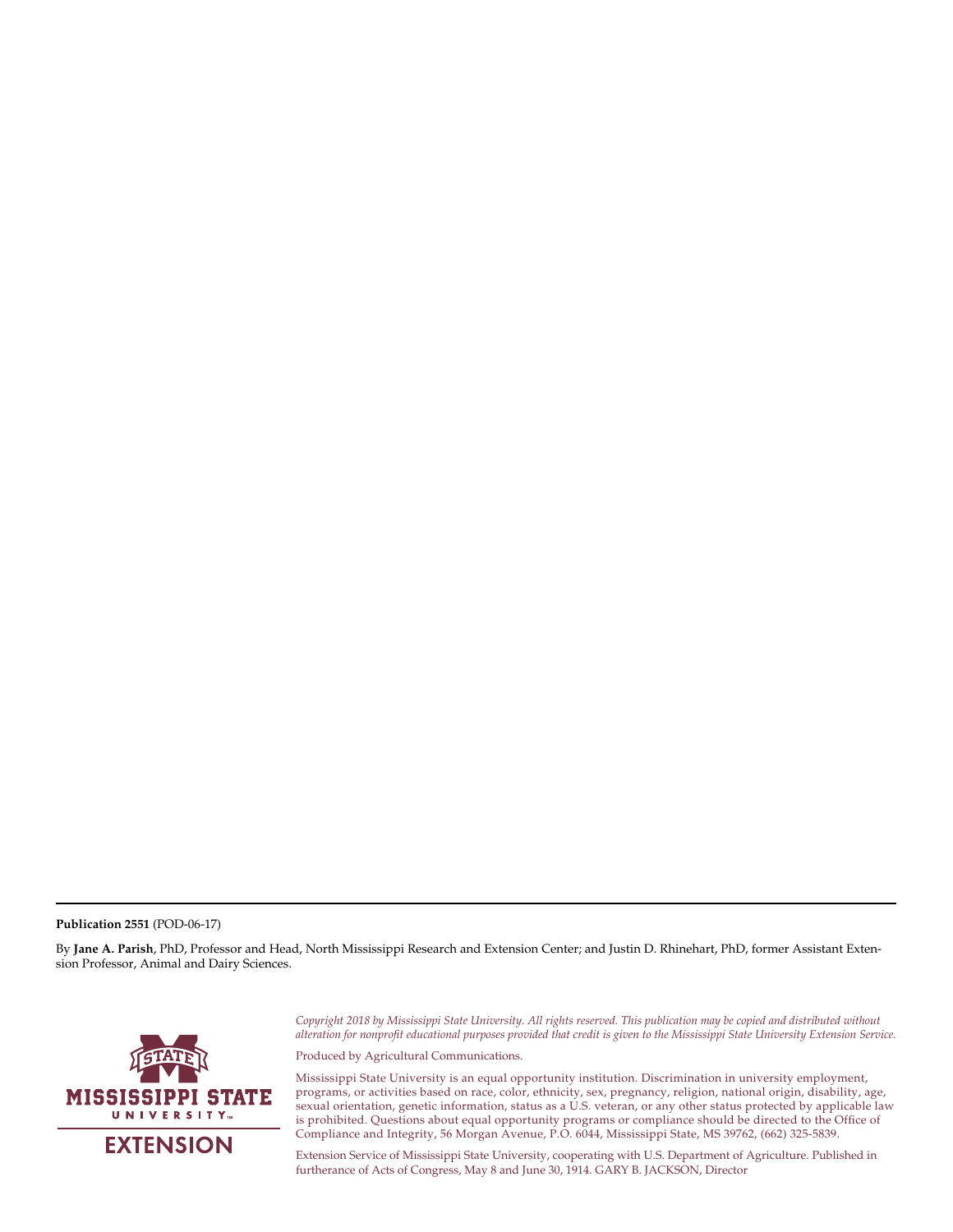**Publication 2551** (POD-06-17)

By **Jane A. Parish**, PhD, Professor and Head, North Mississippi Research and Extension Center; and Justin D. Rhinehart, PhD, former Assistant Extension Professor, Animal and Dairy Sciences.

MISSISSIPPI STATE UNIVERSITY™

EXTENSION

*Copyright 2018 by Mississippi State University. All rights reserved. This publication may be copied and distributed without alteration for nonprofit educational purposes provided that credit is given to the Mississippi State University Extension Service.*

Produced by Agricultural Communications.

Mississippi State University is an equal opportunity institution. Discrimination in university employment, programs, or activities based on race, color, ethnicity, sex, pregnancy, religion, national origin, disability, age, sexual orientation, genetic information, status as a U.S. veteran, or any other status protected by applicable law is prohibited. Questions about equal opportunity programs or compliance should be directed to the Office of Compliance and Integrity, 56 Morgan Avenue, P.O. 6044, Mississippi State, MS 39762, (662) 325-5839.

Extension Service of Mississippi State University, cooperating with U.S. Department of Agriculture. Published in furtherance of Acts of Congress, May 8 and June 30, 1914. GARY B. JACKSON, Director